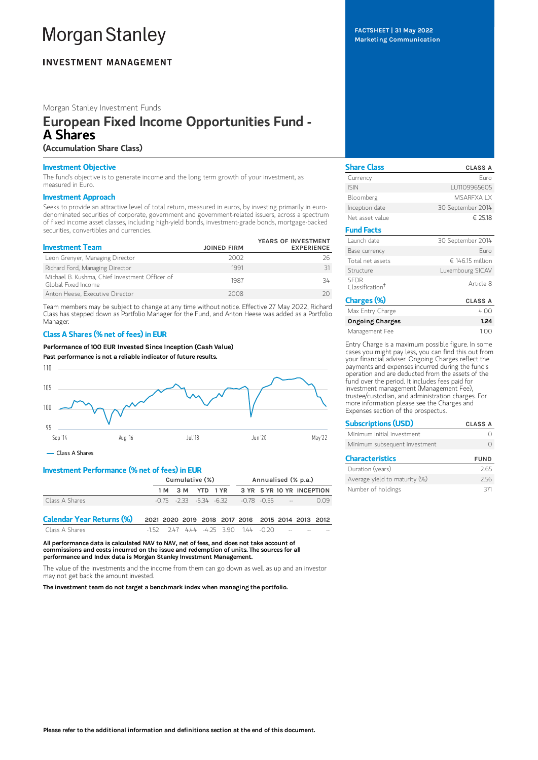# Morgan Stanley

**INVESTMENT MANAGEMENT**

**FACTSHEET | 31 May 2022**
**Marketing Communication**

Morgan Stanley Investment Funds

## European Fixed Income Opportunities Fund - A Shares

**(Accumulation Share Class)**

### Investment Objective

The fund's objective is to generate income and the long term growth of your investment, as measured in Euro.

### Investment Approach

Seeks to provide an attractive level of total return, measured in euros, by investing primarily in euro-denominated securities of corporate, government and government-related issuers, across a spectrum of fixed income asset classes, including high-yield bonds, investment-grade bonds, mortgage-backed securities, convertibles and currencies.

| Investment Team | JOINED FIRM | YEARS OF INVESTMENT EXPERIENCE |
|---|---|---|
| Leon Grenyer, Managing Director | 2002 | 26 |
| Richard Ford, Managing Director | 1991 | 31 |
| Michael B. Kushma, Chief Investment Officer of Global Fixed Income | 1987 | 34 |
| Anton Heese, Executive Director | 2008 | 20 |

Team members may be subject to change at any time without notice. Effective 27 May 2022, Richard Class has stepped down as Portfolio Manager for the Fund, and Anton Heese was added as a Portfolio Manager.

### Class A Shares (% net of fees) in EUR

**Performance of 100 EUR Invested Since Inception (Cash Value)**

**Past performance is not a reliable indicator of future results.**

— Class A Shares

### Investment Performance (% net of fees) in EUR

| | Cumulative (%) | | | | Annualised (% p.a.) | | | |
|---|---|---|---|---|---|---|---|---|
| | 1 M | 3 M | YTD | 1 YR | 3 YR | 5 YR | 10 YR | INCEPTION |
| Class A Shares | -0.75 | -2.33 | -5.34 | -6.32 | -0.78 | -0.55 | -- | 0.09 |

| Calendar Year Returns (%) | 2021 | 2020 | 2019 | 2018 | 2017 | 2016 | 2015 | 2014 | 2013 | 2012 |
|---|---|---|---|---|---|---|---|---|---|---|
| Class A Shares | -1.52 | 2.47 | 4.44 | -4.25 | 3.90 | 1.44 | -0.20 | -- | -- | -- |

**All performance data is calculated NAV to NAV, net of fees, and does not take account of commissions and costs incurred on the issue and redemption of units. The sources for all performance and Index data is Morgan Stanley Investment Management.**

The value of the investments and the income from them can go down as well as up and an investor may not get back the amount invested.

**The investment team do not target a benchmark index when managing the portfolio.**

| Share Class | CLASS A |
|---|---|
| Currency | Euro |
| ISIN | LU1109965605 |
| Bloomberg | MSARFXA LX |
| Inception date | 30 September 2014 |
| Net asset value | € 25.18 |

| Fund Facts | |
|---|---|
| Launch date | 30 September 2014 |
| Base currency | Euro |
| Total net assets | € 146.15 million |
| Structure | Luxembourg SICAV |
| SFDR Classification† | Article 8 |

| Charges (%) | CLASS A |
|---|---|
| Max Entry Charge | 4.00 |
| **Ongoing Charges** | **1.24** |
| Management Fee | 1.00 |

Entry Charge is a maximum possible figure. In some cases you might pay less, you can find this out from your financial adviser. Ongoing Charges reflect the payments and expenses incurred during the fund's operation and are deducted from the assets of the fund over the period. It includes fees paid for investment management (Management Fee), trustee/custodian, and administration charges. For more information please see the Charges and Expenses section of the prospectus.

| Subscriptions (USD) | CLASS A |
|---|---|
| Minimum initial investment | 0 |
| Minimum subsequent Investment | 0 |

| Characteristics | FUND |
|---|---|
| Duration (years) | 2.65 |
| Average yield to maturity (%) | 2.56 |
| Number of holdings | 371 |

**Please refer to the additional information and definitions section at the end of this document.**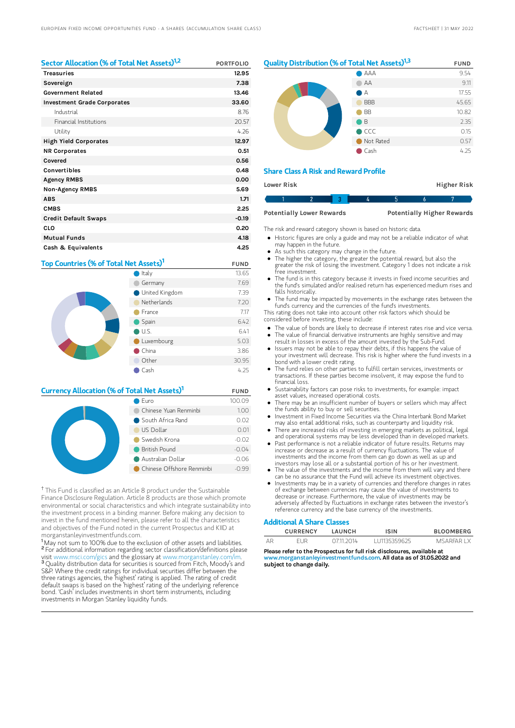## Sector Allocation (% of Total Net Assets)[1,2]

| | PORTFOLIO |
|---|---|
| **Treasuries** | **12.95** |
| **Sovereign** | **7.38** |
| **Government Related** | **13.46** |
| **Investment Grade Corporates** | **33.60** |
| Industrial | 8.76 |
| Financial Institutions | 20.57 |
| Utility | 4.26 |
| **High Yield Corporates** | **12.97** |
| **NR Corporates** | **0.51** |
| **Covered** | **0.56** |
| **Convertibles** | **0.48** |
| **Agency RMBS** | **0.00** |
| **Non-Agency RMBS** | **5.69** |
| **ABS** | **1.71** |
| **CMBS** | **2.25** |
| **Credit Default Swaps** | **-0.19** |
| **CLO** | **0.20** |
| **Mutual Funds** | **4.18** |
| **Cash & Equivalents** | **4.25** |

## Top Countries (% of Total Net Assets)[1]

| | FUND |
|---|---|
| Italy | 13.65 |
| Germany | 7.69 |
| United Kingdom | 7.39 |
| Netherlands | 7.20 |
| France | 7.17 |
| Spain | 6.42 |
| U.S. | 6.41 |
| Luxembourg | 5.03 |
| China | 3.86 |
| Other | 30.95 |
| Cash | 4.25 |

## Currency Allocation (% of Total Net Assets)[1]

| | FUND |
|---|---|
| Euro | 100.09 |
| Chinese Yuan Renminbi | 1.00 |
| South Africa Rand | 0.02 |
| US Dollar | 0.01 |
| Swedish Krona | -0.02 |
| British Pound | -0.04 |
| Australian Dollar | -0.06 |
| Chinese Offshore Renminbi | -0.99 |

† This Fund is classified as an Article 8 product under the Sustainable Finance Disclosure Regulation. Article 8 products are those which promote environmental or social characteristics and which integrate sustainability into the investment process in a binding manner. Before making any decision to invest in the fund mentioned herein, please refer to all the characteristics and objectives of the Fund noted in the current Prospectus and KIID at morganstanleyinvestmentfunds.com.

[1] May not sum to 100% due to the exclusion of other assets and liabilities.
[2] For additional information regarding sector classification/definitions please visit www.msci.com/gics and the glossary at www.morganstanley.com/im.
[3] Quality distribution data for securities is sourced from Fitch, Moody's and S&P. Where the credit ratings for individual securities differ between the three ratings agencies, the 'highest' rating is applied. The rating of credit default swaps is based on the 'highest' rating of the underlying reference bond. 'Cash' includes investments in short term instruments, including investments in Morgan Stanley liquidity funds.

## Quality Distribution (% of Total Net Assets)[1,3]

| | FUND |
|---|---|
| AAA | 9.54 |
| AA | 9.11 |
| A | 17.55 |
| BBB | 45.65 |
| BB | 10.82 |
| B | 2.35 |
| CCC | 0.15 |
| Not Rated | 0.57 |
| Cash | 4.25 |

## Share Class A Risk and Reward Profile

Lower Risk — Higher Risk

| 1 | 2 | **3** | 4 | 5 | 6 | 7 |
|---|---|---|---|---|---|---|

Potentially Lower Rewards — Potentially Higher Rewards

The risk and reward category shown is based on historic data.

- Historic figures are only a guide and may not be a reliable indicator of what may happen in the future.
- As such this category may change in the future.
- The higher the category, the greater the potential reward, but also the greater the risk of losing the investment. Category 1 does not indicate a risk free investment.
- The fund is in this category because it invests in fixed income securities and the fund's simulated and/or realised return has experienced medium rises and falls historically.
- The fund may be impacted by movements in the exchange rates between the fund's currency and the currencies of the fund's investments.

This rating does not take into account other risk factors which should be considered before investing, these include:

- The value of bonds are likely to decrease if interest rates rise and vice versa.
- The value of financial derivative instruments are highly sensitive and may result in losses in excess of the amount invested by the Sub-Fund.
- Issuers may not be able to repay their debts, if this happens the value of your investment will decrease. This risk is higher where the fund invests in a bond with a lower credit rating.
- The fund relies on other parties to fulfill certain services, investments or transactions. If these parties become insolvent, it may expose the fund to financial loss.
- Sustainability factors can pose risks to investments, for example: impact asset values, increased operational costs.
- There may be an insufficient number of buyers or sellers which may affect the funds ability to buy or sell securities.
- Investment in Fixed Income Securities via the China Interbank Bond Market may also entail additional risks, such as counterparty and liquidity risk.
- There are increased risks of investing in emerging markets as political, legal and operational systems may be less developed than in developed markets.
- Past performance is not a reliable indicator of future results. Returns may increase or decrease as a result of currency fluctuations. The value of investments and the income from them can go down as well as up and investors may lose all or a substantial portion of his or her investment.
- The value of the investments and the income from them will vary and there can be no assurance that the Fund will achieve its investment objectives.
- Investments may be in a variety of currencies and therefore changes in rates of exchange between currencies may cause the value of investments to decrease or increase. Furthermore, the value of investments may be adversely affected by fluctuations in exchange rates between the investor's reference currency and the base currency of the investments.

## Additional A Share Classes

| | CURRENCY | LAUNCH | ISIN | BLOOMBERG |
|---|---|---|---|---|
| AR | EUR | 07.11.2014 | LU1135359625 | MSARFAR LX |

**Please refer to the Prospectus for full risk disclosures, available at www.morganstanleyinvestmentfunds.com. All data as of 31.05.2022 and subject to change daily.**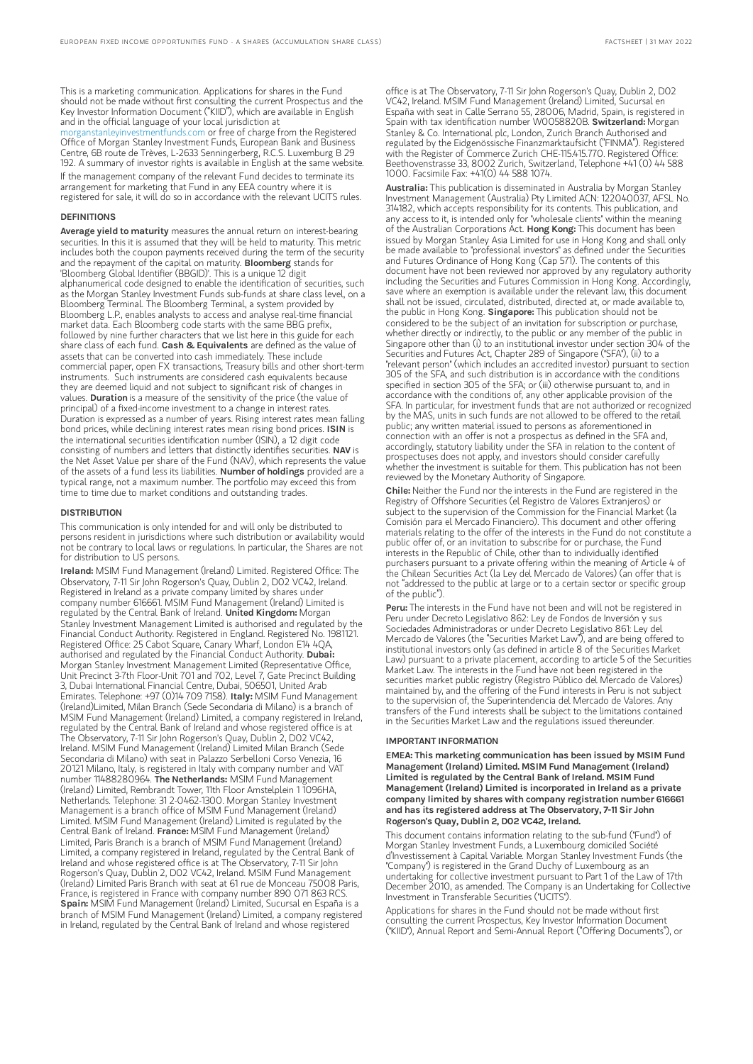This is a marketing communication. Applications for shares in the Fund should not be made without first consulting the current Prospectus and the Key Investor Information Document ("KIID"), which are available in English and in the official language of your local jurisdiction at morganstanleyinvestmentfunds.com or free of charge from the Registered Office of Morgan Stanley Investment Funds, European Bank and Business Centre, 6B route de Trèves, L-2633 Senningerberg, R.C.S. Luxemburg B 29 192. A summary of investor rights is available in English at the same website.

If the management company of the relevant Fund decides to terminate its arrangement for marketing that Fund in any EEA country where it is registered for sale, it will do so in accordance with the relevant UCITS rules.

## DEFINITIONS

**Average yield to maturity** measures the annual return on interest-bearing securities. In this it is assumed that they will be held to maturity. This metric includes both the coupon payments received during the term of the security and the repayment of the capital on maturity. **Bloomberg** stands for 'Bloomberg Global Identifier (BBGID)'. This is a unique 12 digit alphanumerical code designed to enable the identification of securities, such as the Morgan Stanley Investment Funds sub-funds at share class level, on a Bloomberg Terminal. The Bloomberg Terminal, a system provided by Bloomberg L.P., enables analysts to access and analyse real-time financial market data. Each Bloomberg code starts with the same BBG prefix, followed by nine further characters that we list here in this guide for each share class of each fund. **Cash & Equivalents** are defined as the value of assets that can be converted into cash immediately. These include commercial paper, open FX transactions, Treasury bills and other short-term instruments. Such instruments are considered cash equivalents because they are deemed liquid and not subject to significant risk of changes in values. **Duration** is a measure of the sensitivity of the price (the value of principal) of a fixed-income investment to a change in interest rates. Duration is expressed as a number of years. Rising interest rates mean falling bond prices, while declining interest rates mean rising bond prices. **ISIN** is the international securities identification number (ISIN), a 12 digit code consisting of numbers and letters that distinctly identifies securities. **NAV** is the Net Asset Value per share of the Fund (NAV), which represents the value of the assets of a fund less its liabilities. **Number of holdings** provided are a typical range, not a maximum number. The portfolio may exceed this from time to time due to market conditions and outstanding trades.

## DISTRIBUTION

This communication is only intended for and will only be distributed to persons resident in jurisdictions where such distribution or availability would not be contrary to local laws or regulations. In particular, the Shares are not for distribution to US persons.

**Ireland:** MSIM Fund Management (Ireland) Limited. Registered Office: The Observatory, 7-11 Sir John Rogerson's Quay, Dublin 2, D02 VC42, Ireland. Registered in Ireland as a private company limited by shares under company number 616661. MSIM Fund Management (Ireland) Limited is regulated by the Central Bank of Ireland. **United Kingdom:** Morgan Stanley Investment Management Limited is authorised and regulated by the Financial Conduct Authority. Registered in England. Registered No. 1981121. Registered Office: 25 Cabot Square, Canary Wharf, London E14 4QA, authorised and regulated by the Financial Conduct Authority. **Dubai:** Morgan Stanley Investment Management Limited (Representative Office, Unit Precinct 3-7th Floor-Unit 701 and 702, Level 7, Gate Precinct Building 3, Dubai International Financial Centre, Dubai, 506501, United Arab Emirates. Telephone: +97 (0)14 709 7158). **Italy:** MSIM Fund Management (Ireland)Limited, Milan Branch (Sede Secondaria di Milano) is a branch of MSIM Fund Management (Ireland) Limited, a company registered in Ireland, regulated by the Central Bank of Ireland and whose registered office is at The Observatory, 7-11 Sir John Rogerson's Quay, Dublin 2, D02 VC42, Ireland. MSIM Fund Management (Ireland) Limited Milan Branch (Sede Secondaria di Milano) with seat in Palazzo Serbelloni Corso Venezia, 16 20121 Milano, Italy, is registered in Italy with company number and VAT number 11488280964. **The Netherlands:** MSIM Fund Management (Ireland) Limited, Rembrandt Tower, 11th Floor Amstelplein 1 1096HA, Netherlands. Telephone: 31 2-0462-1300. Morgan Stanley Investment Management is a branch office of MSIM Fund Management (Ireland) Limited. MSIM Fund Management (Ireland) Limited is regulated by the Central Bank of Ireland. **France:** MSIM Fund Management (Ireland) Limited, Paris Branch is a branch of MSIM Fund Management (Ireland) Limited, a company registered in Ireland, regulated by the Central Bank of Ireland and whose registered office is at The Observatory, 7-11 Sir John Rogerson's Quay, Dublin 2, D02 VC42, Ireland. MSIM Fund Management (Ireland) Limited Paris Branch with seat at 61 rue de Monceau 75008 Paris, France, is registered in France with company number 890 071 863 RCS. **Spain:** MSIM Fund Management (Ireland) Limited, Sucursal en España is a branch of MSIM Fund Management (Ireland) Limited, a company registered in Ireland, regulated by the Central Bank of Ireland and whose registered office is at The Observatory, 7-11 Sir John Rogerson's Quay, Dublin 2, D02 VC42, Ireland. MSIM Fund Management (Ireland) Limited, Sucursal en España with seat in Calle Serrano 55, 28006, Madrid, Spain, is registered in Spain with tax identification number W0058820B. **Switzerland:** Morgan Stanley & Co. International plc, London, Zurich Branch Authorised and regulated by the Eidgenössische Finanzmarktaufsicht ("FINMA"). Registered with the Register of Commerce Zurich CHE-115.415.770. Registered Office: Beethovenstrasse 33, 8002 Zurich, Switzerland, Telephone +41 (0) 44 588 1000. Facsimile Fax: +41(0) 44 588 1074.

**Australia:** This publication is disseminated in Australia by Morgan Stanley Investment Management (Australia) Pty Limited ACN: 122040037, AFSL No. 314182, which accepts responsibility for its contents. This publication, and any access to it, is intended only for "wholesale clients" within the meaning of the Australian Corporations Act. **Hong Kong:** This document has been issued by Morgan Stanley Asia Limited for use in Hong Kong and shall only be made available to "professional investors" as defined under the Securities and Futures Ordinance of Hong Kong (Cap 571). The contents of this document have not been reviewed nor approved by any regulatory authority including the Securities and Futures Commission in Hong Kong. Accordingly, save where an exemption is available under the relevant law, this document shall not be issued, circulated, distributed, directed at, or made available to, the public in Hong Kong. **Singapore:** This publication should not be considered to be the subject of an invitation for subscription or purchase, whether directly or indirectly, to the public or any member of the public in Singapore other than (i) to an institutional investor under section 304 of the Securities and Futures Act, Chapter 289 of Singapore ("SFA"), (ii) to a "relevant person" (which includes an accredited investor) pursuant to section 305 of the SFA, and such distribution is in accordance with the conditions specified in section 305 of the SFA; or (iii) otherwise pursuant to, and in accordance with the conditions of, any other applicable provision of the SFA. In particular, for investment funds that are not authorized or recognized by the MAS, units in such funds are not allowed to be offered to the retail public; any written material issued to persons as aforementioned in connection with an offer is not a prospectus as defined in the SFA and, accordingly, statutory liability under the SFA in relation to the content of prospectuses does not apply, and investors should consider carefully whether the investment is suitable for them. This publication has not been reviewed by the Monetary Authority of Singapore.

**Chile:** Neither the Fund nor the interests in the Fund are registered in the Registry of Offshore Securities (el Registro de Valores Extranjeros) or subject to the supervision of the Commission for the Financial Market (la Comisión para el Mercado Financiero). This document and other offering materials relating to the offer of the interests in the Fund do not constitute a public offer of, or an invitation to subscribe for or purchase, the Fund interests in the Republic of Chile, other than to individually identified purchasers pursuant to a private offering within the meaning of Article 4 of the Chilean Securities Act (la Ley del Mercado de Valores) (an offer that is not "addressed to the public at large or to a certain sector or specific group of the public").

**Peru:** The interests in the Fund have not been and will not be registered in Peru under Decreto Legislativo 862: Ley de Fondos de Inversión y sus Sociedades Administradoras or under Decreto Legislativo 861: Ley del Mercado de Valores (the "Securities Market Law"), and are being offered to institutional investors only (as defined in article 8 of the Securities Market Law) pursuant to a private placement, according to article 5 of the Securities Market Law. The interests in the Fund have not been registered in the securities market public registry (Registro Público del Mercado de Valores) maintained by, and the offering of the Fund interests in Peru is not subject to the supervision of, the Superintendencia del Mercado de Valores. Any transfers of the Fund interests shall be subject to the limitations contained in the Securities Market Law and the regulations issued thereunder.

## IMPORTANT INFORMATION

**EMEA: This marketing communication has been issued by MSIM Fund Management (Ireland) Limited. MSIM Fund Management (Ireland) Limited is regulated by the Central Bank of Ireland. MSIM Fund Management (Ireland) Limited is incorporated in Ireland as a private company limited by shares with company registration number 616661 and has its registered address at The Observatory, 7-11 Sir John Rogerson's Quay, Dublin 2, D02 VC42, Ireland.**

This document contains information relating to the sub-fund ("Fund") of Morgan Stanley Investment Funds, a Luxembourg domiciled Société d'Investissement à Capital Variable. Morgan Stanley Investment Funds (the "Company") is registered in the Grand Duchy of Luxembourg as an undertaking for collective investment pursuant to Part 1 of the Law of 17th December 2010, as amended. The Company is an Undertaking for Collective Investment in Transferable Securities ("UCITS").

Applications for shares in the Fund should not be made without first consulting the current Prospectus, Key Investor Information Document ("KIID"), Annual Report and Semi-Annual Report ("Offering Documents"), or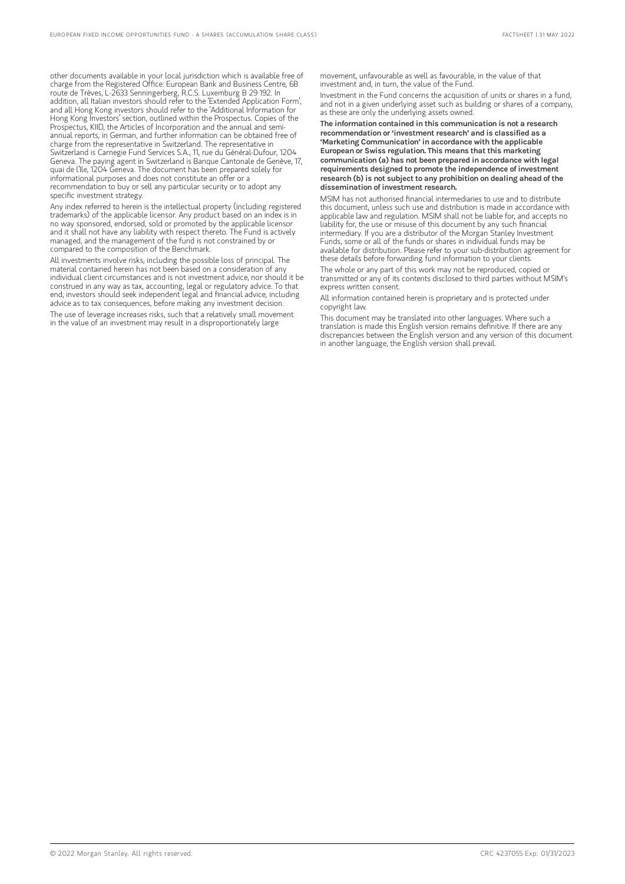other documents available in your local jurisdiction which is available free of charge from the Registered Office: European Bank and Business Centre, 6B route de Trèves, L-2633 Senningerberg, R.C.S. Luxemburg B 29 192. In addition, all Italian investors should refer to the 'Extended Application Form', and all Hong Kong investors should refer to the 'Additional Information for Hong Kong Investors' section, outlined within the Prospectus. Copies of the Prospectus, KIID, the Articles of Incorporation and the annual and semi-annual reports, in German, and further information can be obtained free of charge from the representative in Switzerland. The representative in Switzerland is Carnegie Fund Services S.A., 11, rue du Général-Dufour, 1204 Geneva. The paying agent in Switzerland is Banque Cantonale de Genève, 17, quai de l'Ile, 1204 Geneva. The document has been prepared solely for informational purposes and does not constitute an offer or a recommendation to buy or sell any particular security or to adopt any specific investment strategy.

Any index referred to herein is the intellectual property (including registered trademarks) of the applicable licensor. Any product based on an index is in no way sponsored, endorsed, sold or promoted by the applicable licensor and it shall not have any liability with respect thereto. The Fund is actively managed, and the management of the fund is not constrained by or compared to the composition of the Benchmark.

All investments involve risks, including the possible loss of principal. The material contained herein has not been based on a consideration of any individual client circumstances and is not investment advice, nor should it be construed in any way as tax, accounting, legal or regulatory advice. To that end, investors should seek independent legal and financial advice, including advice as to tax consequences, before making any investment decision.

The use of leverage increases risks, such that a relatively small movement in the value of an investment may result in a disproportionately large movement, unfavourable as well as favourable, in the value of that investment and, in turn, the value of the Fund.

Investment in the Fund concerns the acquisition of units or shares in a fund, and not in a given underlying asset such as building or shares of a company, as these are only the underlying assets owned.

**The information contained in this communication is not a research recommendation or 'investment research' and is classified as a 'Marketing Communication' in accordance with the applicable European or Swiss regulation. This means that this marketing communication (a) has not been prepared in accordance with legal requirements designed to promote the independence of investment research (b) is not subject to any prohibition on dealing ahead of the dissemination of investment research.**

MSIM has not authorised financial intermediaries to use and to distribute this document, unless such use and distribution is made in accordance with applicable law and regulation. MSIM shall not be liable for, and accepts no liability for, the use or misuse of this document by any such financial intermediary. If you are a distributor of the Morgan Stanley Investment Funds, some or all of the funds or shares in individual funds may be available for distribution. Please refer to your sub-distribution agreement for these details before forwarding fund information to your clients.

The whole or any part of this work may not be reproduced, copied or transmitted or any of its contents disclosed to third parties without MSIM's express written consent.

All information contained herein is proprietary and is protected under copyright law.

This document may be translated into other languages. Where such a translation is made this English version remains definitive. If there are any discrepancies between the English version and any version of this document in another language, the English version shall prevail.

© 2022 Morgan Stanley. All rights reserved.

CRC 4237055 Exp: 01/31/2023